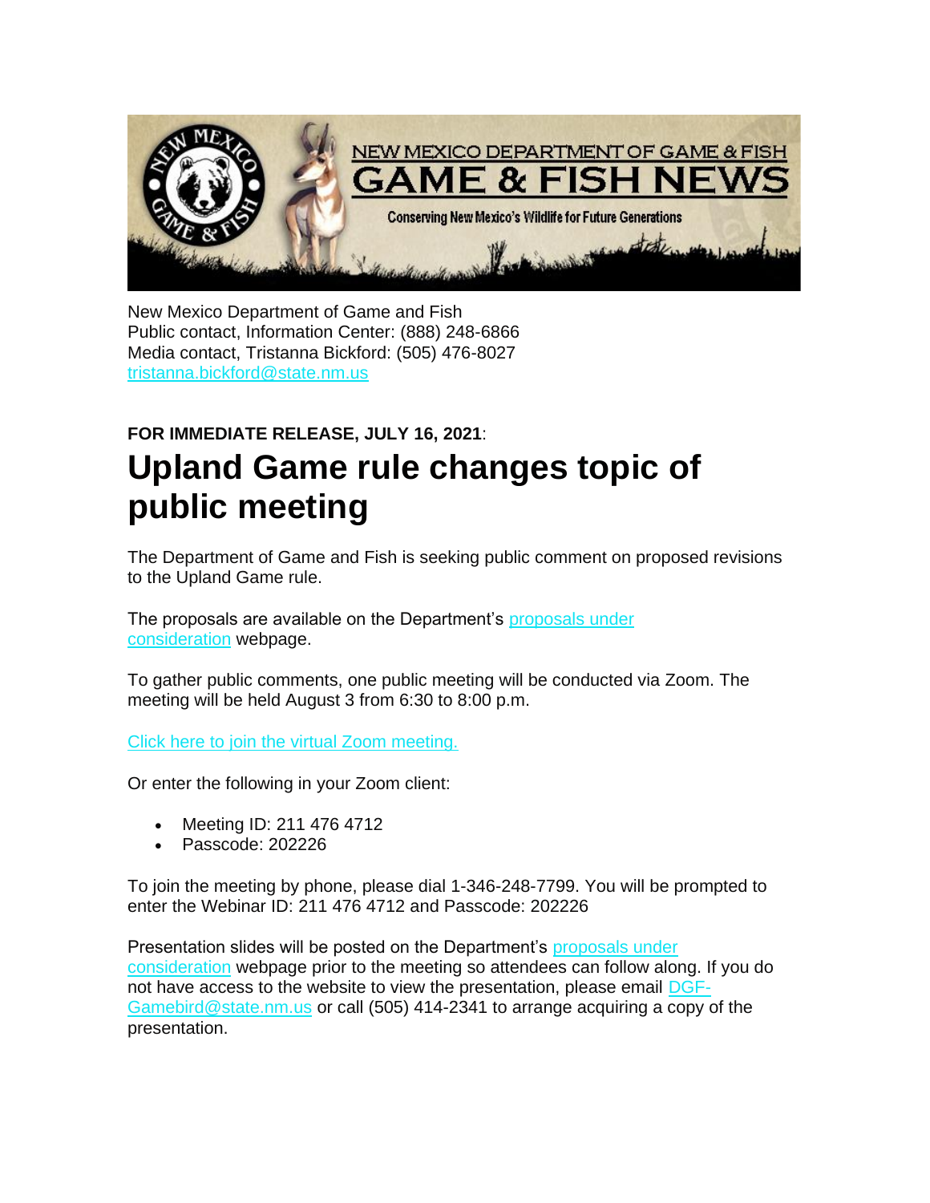New Mexico Department of Game and Fish
Public contact, Information Center: (888) 248-6866
Media contact, Tristanna Bickford: (505) 476-8027
tristanna.bickford@state.nm.us

**FOR IMMEDIATE RELEASE, JULY 16, 2021**:

# Upland Game rule changes topic of public meeting

The Department of Game and Fish is seeking public comment on proposed revisions to the Upland Game rule.

The proposals are available on the Department's proposals under consideration webpage.

To gather public comments, one public meeting will be conducted via Zoom. The meeting will be held August 3 from 6:30 to 8:00 p.m.

Click here to join the virtual Zoom meeting.

Or enter the following in your Zoom client:

- Meeting ID: 211 476 4712
- Passcode: 202226

To join the meeting by phone, please dial 1-346-248-7799. You will be prompted to enter the Webinar ID: 211 476 4712 and Passcode: 202226

Presentation slides will be posted on the Department's proposals under consideration webpage prior to the meeting so attendees can follow along. If you do not have access to the website to view the presentation, please email DGF-Gamebird@state.nm.us or call (505) 414-2341 to arrange acquiring a copy of the presentation.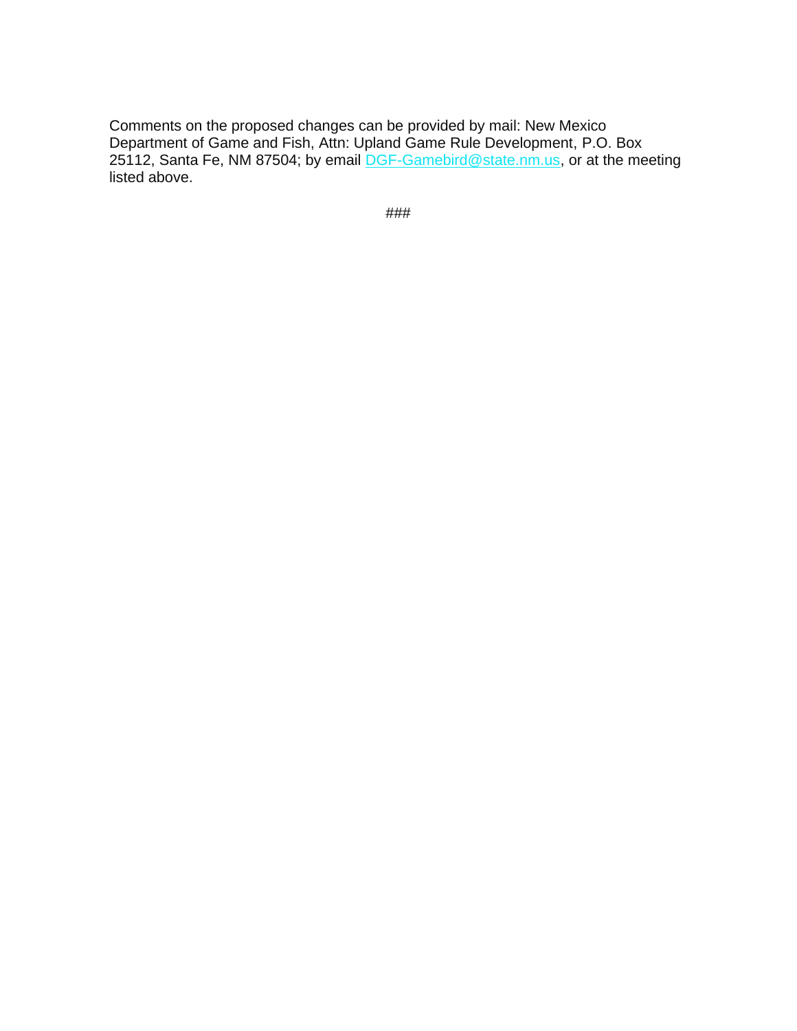Comments on the proposed changes can be provided by mail: New Mexico Department of Game and Fish, Attn: Upland Game Rule Development, P.O. Box 25112, Santa Fe, NM 87504; by email DGF-Gamebird@state.nm.us, or at the meeting listed above.

###